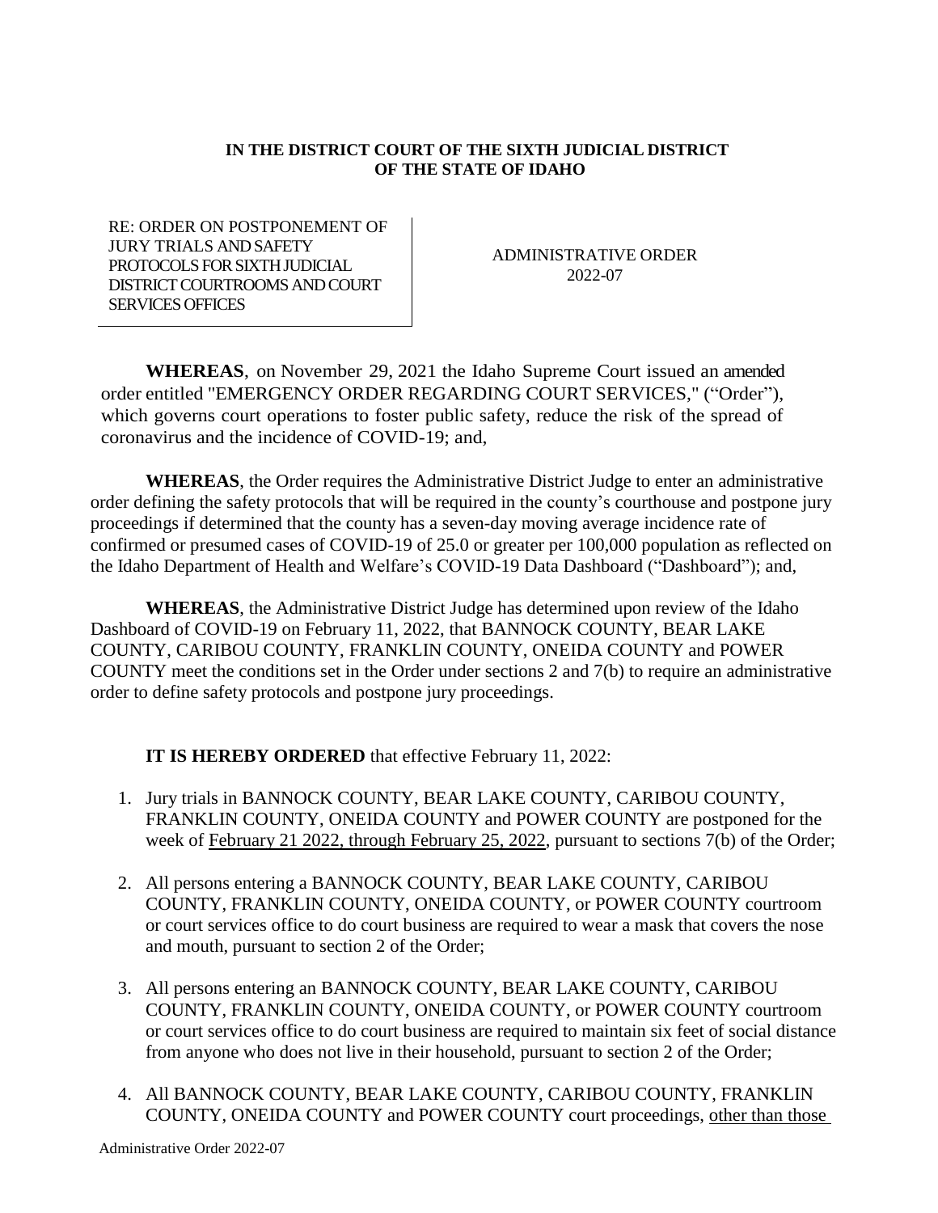**IN THE DISTRICT COURT OF THE SIXTH JUDICIAL DISTRICT OF THE STATE OF IDAHO**

RE: ORDER ON POSTPONEMENT OF JURY TRIALS AND SAFETY PROTOCOLS FOR SIXTH JUDICIAL DISTRICT COURTROOMS AND COURT SERVICES OFFICES

ADMINISTRATIVE ORDER 2022-07

**WHEREAS**, on November 29, 2021 the Idaho Supreme Court issued an amended order entitled "EMERGENCY ORDER REGARDING COURT SERVICES," ("Order"), which governs court operations to foster public safety, reduce the risk of the spread of coronavirus and the incidence of COVID-19; and,

**WHEREAS**, the Order requires the Administrative District Judge to enter an administrative order defining the safety protocols that will be required in the county's courthouse and postpone jury proceedings if determined that the county has a seven-day moving average incidence rate of confirmed or presumed cases of COVID-19 of 25.0 or greater per 100,000 population as reflected on the Idaho Department of Health and Welfare's COVID-19 Data Dashboard ("Dashboard"); and,

**WHEREAS**, the Administrative District Judge has determined upon review of the Idaho Dashboard of COVID-19 on February 11, 2022, that BANNOCK COUNTY, BEAR LAKE COUNTY, CARIBOU COUNTY, FRANKLIN COUNTY, ONEIDA COUNTY and POWER COUNTY meet the conditions set in the Order under sections 2 and 7(b) to require an administrative order to define safety protocols and postpone jury proceedings.

**IT IS HEREBY ORDERED** that effective February 11, 2022:

1. Jury trials in BANNOCK COUNTY, BEAR LAKE COUNTY, CARIBOU COUNTY, FRANKLIN COUNTY, ONEIDA COUNTY and POWER COUNTY are postponed for the week of <u>February 21 2022, through February 25, 2022</u>, pursuant to sections 7(b) of the Order;
2. All persons entering a BANNOCK COUNTY, BEAR LAKE COUNTY, CARIBOU COUNTY, FRANKLIN COUNTY, ONEIDA COUNTY, or POWER COUNTY courtroom or court services office to do court business are required to wear a mask that covers the nose and mouth, pursuant to section 2 of the Order;
3. All persons entering an BANNOCK COUNTY, BEAR LAKE COUNTY, CARIBOU COUNTY, FRANKLIN COUNTY, ONEIDA COUNTY, or POWER COUNTY courtroom or court services office to do court business are required to maintain six feet of social distance from anyone who does not live in their household, pursuant to section 2 of the Order;
4. All BANNOCK COUNTY, BEAR LAKE COUNTY, CARIBOU COUNTY, FRANKLIN COUNTY, ONEIDA COUNTY and POWER COUNTY court proceedings, <u>other than those</u>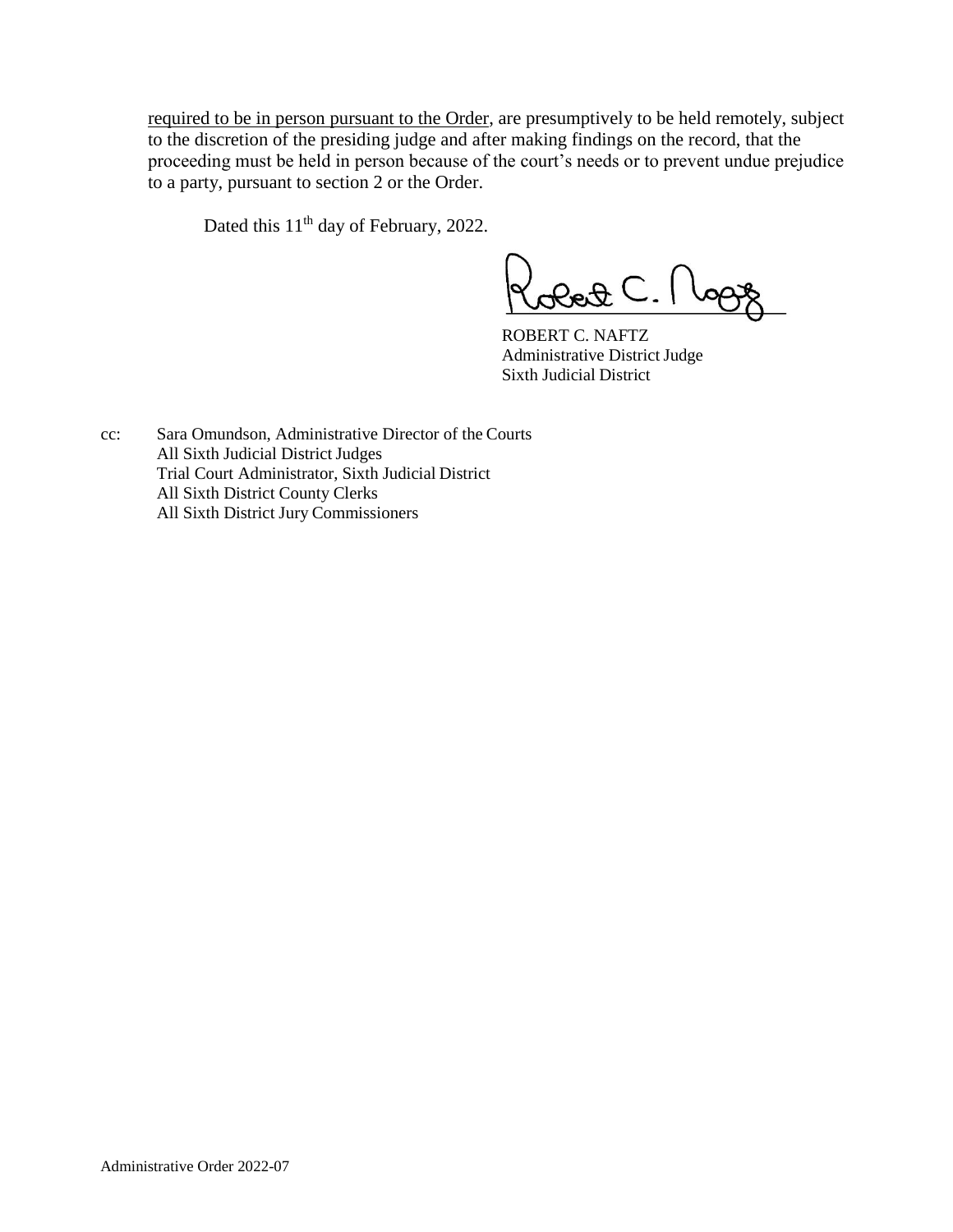required to be in person pursuant to the Order, are presumptively to be held remotely, subject to the discretion of the presiding judge and after making findings on the record, that the proceeding must be held in person because of the court's needs or to prevent undue prejudice to a party, pursuant to section 2 or the Order.

Dated this 11th day of February, 2022.

ROBERT C. NAFTZ
Administrative District Judge
Sixth Judicial District

cc: Sara Omundson, Administrative Director of the Courts
All Sixth Judicial District Judges
Trial Court Administrator, Sixth Judicial District
All Sixth District County Clerks
All Sixth District Jury Commissioners

Administrative Order 2022-07